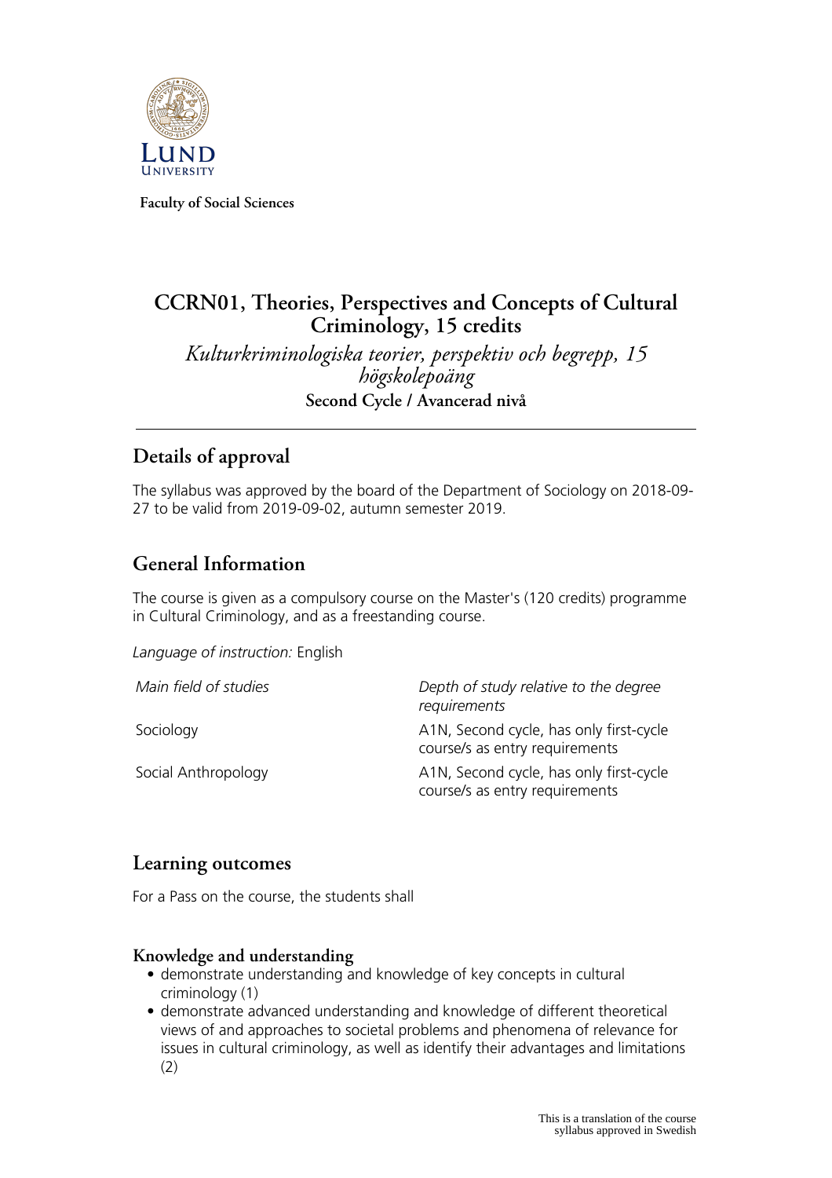Faculty of Social Sciences

# CCRN01, Theories, Perspectives and Concepts of Cultural Criminology, 15 credits

*Kulturkriminologiska teorier, perspektiv och begrepp, 15 högskolepoäng*

**Second Cycle / Avancerad nivå**

## Details of approval

The syllabus was approved by the board of the Department of Sociology on 2018-09-27 to be valid from 2019-09-02, autumn semester 2019.

## General Information

The course is given as a compulsory course on the Master's (120 credits) programme in Cultural Criminology, and as a freestanding course.

*Language of instruction:* English

| *Main field of studies* | *Depth of study relative to the degree requirements* |
|---|---|
| Sociology | A1N, Second cycle, has only first-cycle course/s as entry requirements |
| Social Anthropology | A1N, Second cycle, has only first-cycle course/s as entry requirements |

## Learning outcomes

For a Pass on the course, the students shall

### Knowledge and understanding

- demonstrate understanding and knowledge of key concepts in cultural criminology (1)
- demonstrate advanced understanding and knowledge of different theoretical views of and approaches to societal problems and phenomena of relevance for issues in cultural criminology, as well as identify their advantages and limitations (2)

This is a translation of the course syllabus approved in Swedish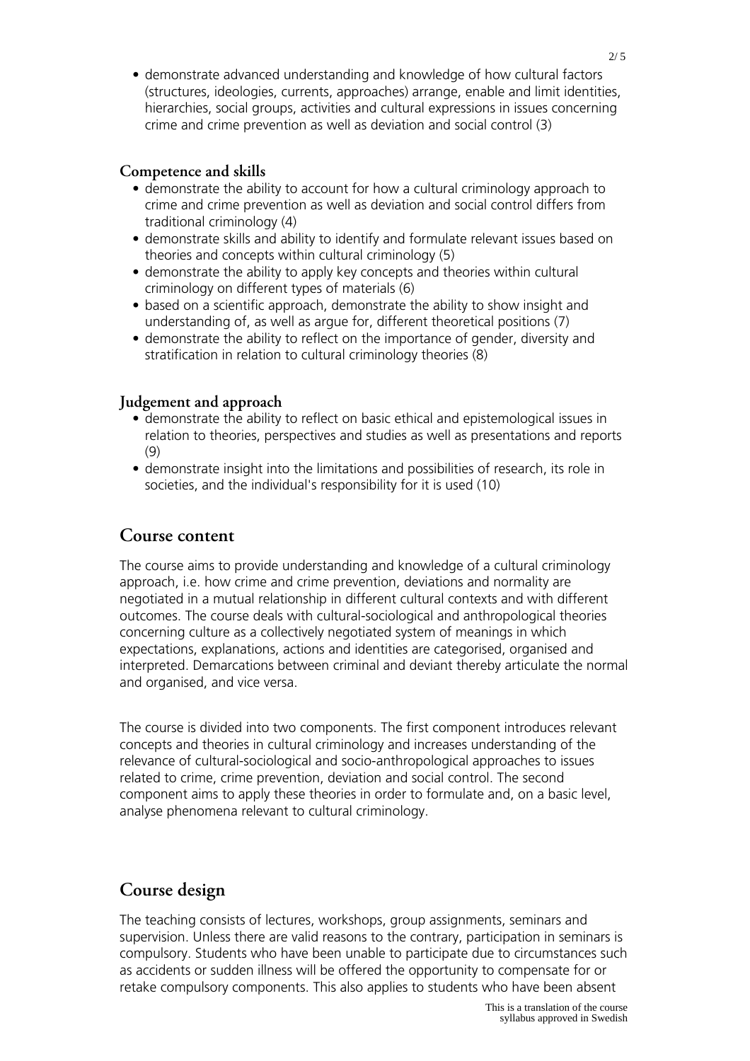- demonstrate advanced understanding and knowledge of how cultural factors (structures, ideologies, currents, approaches) arrange, enable and limit identities, hierarchies, social groups, activities and cultural expressions in issues concerning crime and crime prevention as well as deviation and social control (3)

### Competence and skills

- demonstrate the ability to account for how a cultural criminology approach to crime and crime prevention as well as deviation and social control differs from traditional criminology (4)
- demonstrate skills and ability to identify and formulate relevant issues based on theories and concepts within cultural criminology (5)
- demonstrate the ability to apply key concepts and theories within cultural criminology on different types of materials (6)
- based on a scientific approach, demonstrate the ability to show insight and understanding of, as well as argue for, different theoretical positions (7)
- demonstrate the ability to reflect on the importance of gender, diversity and stratification in relation to cultural criminology theories (8)

### Judgement and approach

- demonstrate the ability to reflect on basic ethical and epistemological issues in relation to theories, perspectives and studies as well as presentations and reports (9)
- demonstrate insight into the limitations and possibilities of research, its role in societies, and the individual's responsibility for it is used (10)

## Course content

The course aims to provide understanding and knowledge of a cultural criminology approach, i.e. how crime and crime prevention, deviations and normality are negotiated in a mutual relationship in different cultural contexts and with different outcomes. The course deals with cultural-sociological and anthropological theories concerning culture as a collectively negotiated system of meanings in which expectations, explanations, actions and identities are categorised, organised and interpreted. Demarcations between criminal and deviant thereby articulate the normal and organised, and vice versa.

The course is divided into two components. The first component introduces relevant concepts and theories in cultural criminology and increases understanding of the relevance of cultural-sociological and socio-anthropological approaches to issues related to crime, crime prevention, deviation and social control. The second component aims to apply these theories in order to formulate and, on a basic level, analyse phenomena relevant to cultural criminology.

## Course design

The teaching consists of lectures, workshops, group assignments, seminars and supervision. Unless there are valid reasons to the contrary, participation in seminars is compulsory. Students who have been unable to participate due to circumstances such as accidents or sudden illness will be offered the opportunity to compensate for or retake compulsory components. This also applies to students who have been absent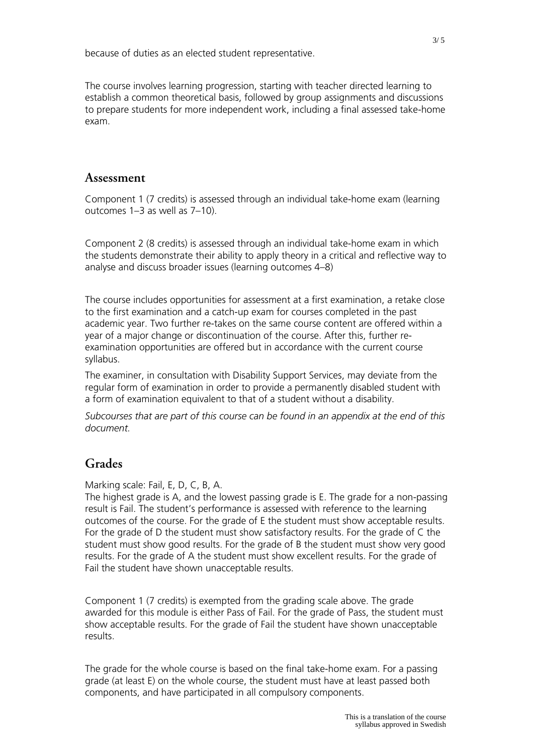because of duties as an elected student representative.

The course involves learning progression, starting with teacher directed learning to establish a common theoretical basis, followed by group assignments and discussions to prepare students for more independent work, including a final assessed take-home exam.

## Assessment

Component 1 (7 credits) is assessed through an individual take-home exam (learning outcomes 1–3 as well as 7–10).

Component 2 (8 credits) is assessed through an individual take-home exam in which the students demonstrate their ability to apply theory in a critical and reflective way to analyse and discuss broader issues (learning outcomes 4–8)

The course includes opportunities for assessment at a first examination, a retake close to the first examination and a catch-up exam for courses completed in the past academic year. Two further re-takes on the same course content are offered within a year of a major change or discontinuation of the course. After this, further re-examination opportunities are offered but in accordance with the current course syllabus.

The examiner, in consultation with Disability Support Services, may deviate from the regular form of examination in order to provide a permanently disabled student with a form of examination equivalent to that of a student without a disability.

*Subcourses that are part of this course can be found in an appendix at the end of this document.*

## Grades

Marking scale: Fail, E, D, C, B, A.
The highest grade is A, and the lowest passing grade is E. The grade for a non-passing result is Fail. The student's performance is assessed with reference to the learning outcomes of the course. For the grade of E the student must show acceptable results. For the grade of D the student must show satisfactory results. For the grade of C the student must show good results. For the grade of B the student must show very good results. For the grade of A the student must show excellent results. For the grade of Fail the student have shown unacceptable results.

Component 1 (7 credits) is exempted from the grading scale above. The grade awarded for this module is either Pass of Fail. For the grade of Pass, the student must show acceptable results. For the grade of Fail the student have shown unacceptable results.

The grade for the whole course is based on the final take-home exam. For a passing grade (at least E) on the whole course, the student must have at least passed both components, and have participated in all compulsory components.

This is a translation of the course syllabus approved in Swedish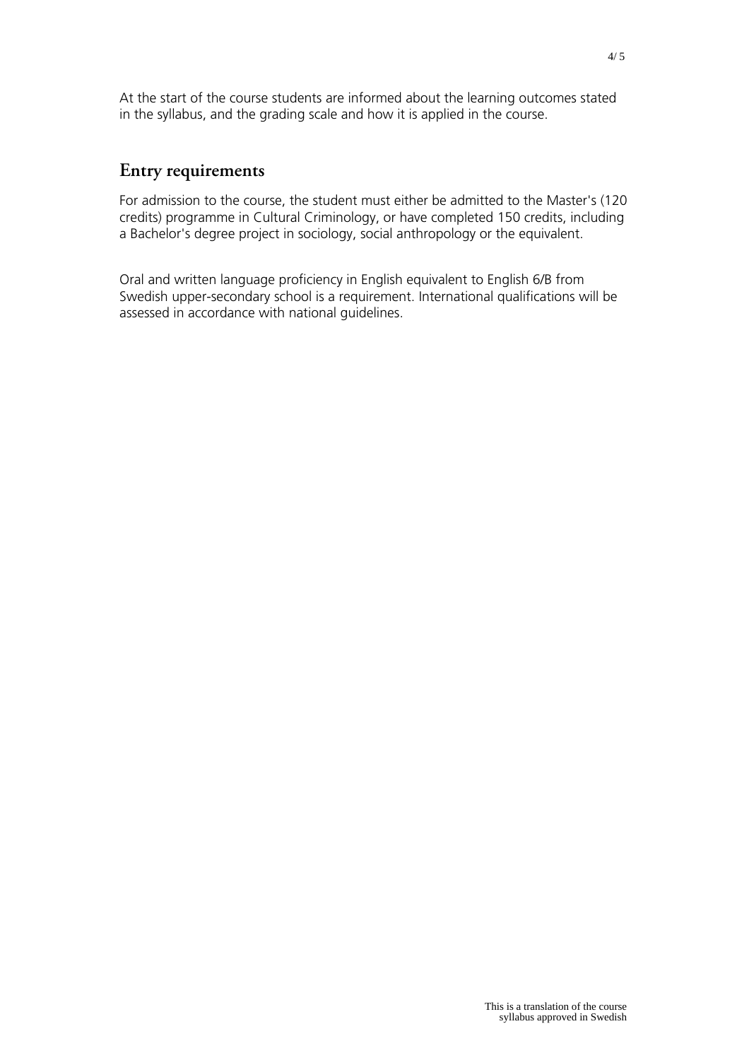At the start of the course students are informed about the learning outcomes stated in the syllabus, and the grading scale and how it is applied in the course.

## Entry requirements

For admission to the course, the student must either be admitted to the Master's (120 credits) programme in Cultural Criminology, or have completed 150 credits, including a Bachelor's degree project in sociology, social anthropology or the equivalent.

Oral and written language proficiency in English equivalent to English 6/B from Swedish upper-secondary school is a requirement. International qualifications will be assessed in accordance with national guidelines.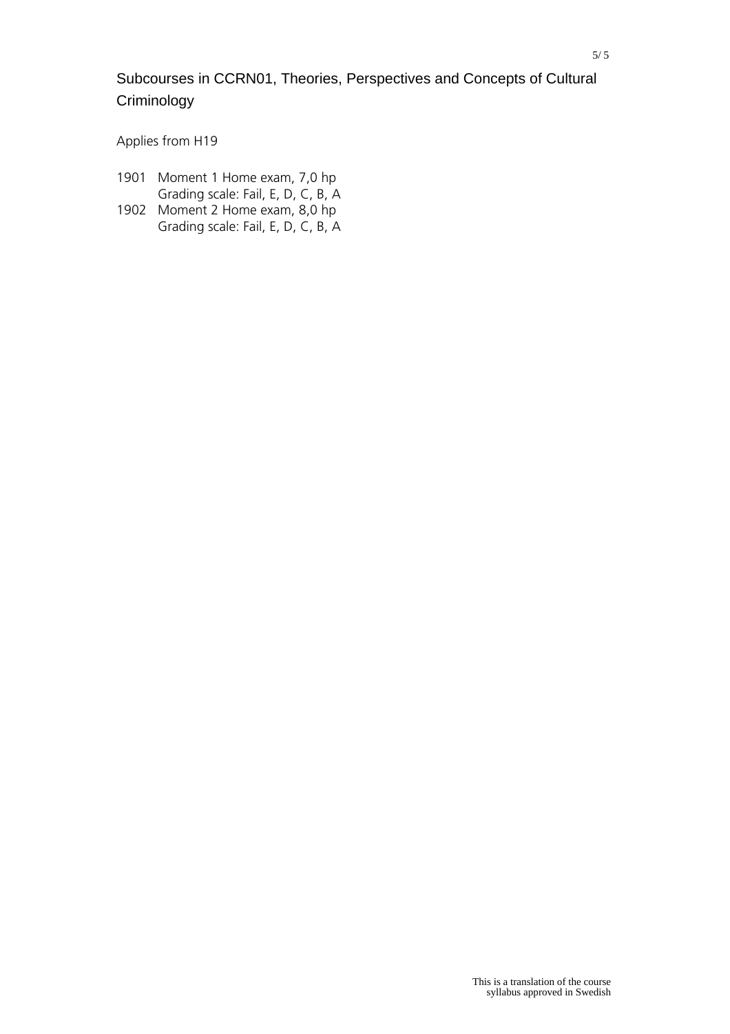# Subcourses in CCRN01, Theories, Perspectives and Concepts of Cultural Criminology

Applies from H19

1901 Moment 1 Home exam, 7,0 hp
Grading scale: Fail, E, D, C, B, A

1902 Moment 2 Home exam, 8,0 hp
Grading scale: Fail, E, D, C, B, A

This is a translation of the course syllabus approved in Swedish